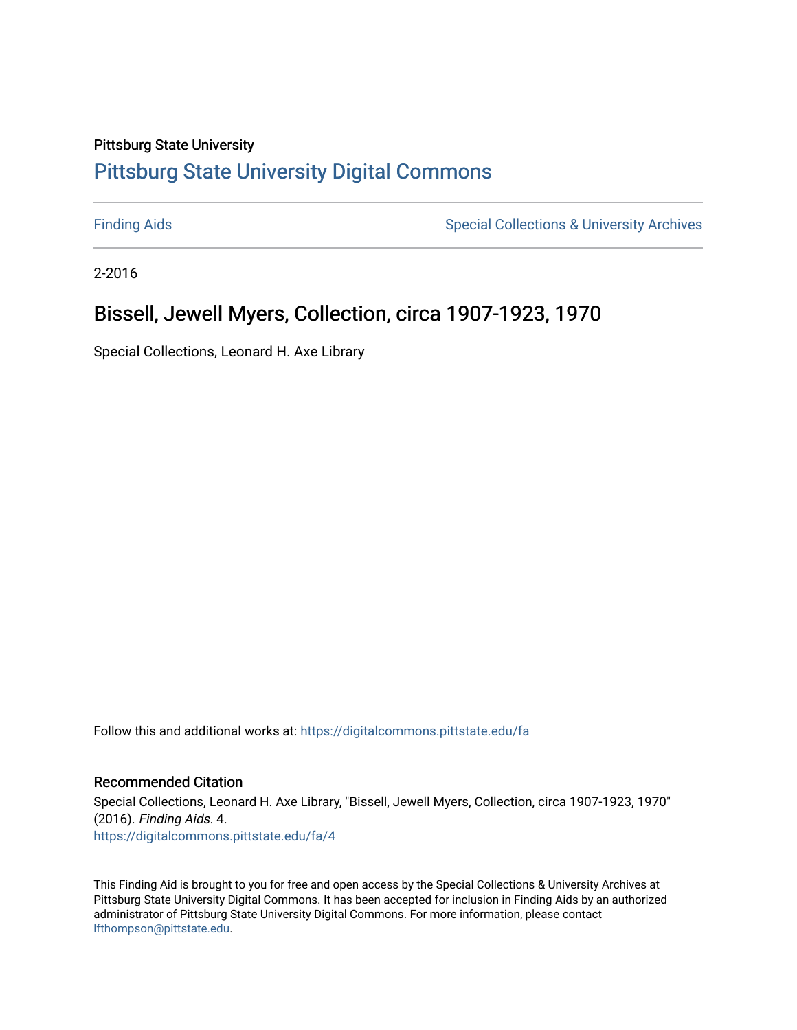Pittsburg State University

# Pittsburg State University Digital Commons

Finding Aids

Special Collections & University Archives

2-2016

## Bissell, Jewell Myers, Collection, circa 1907-1923, 1970

Special Collections, Leonard H. Axe Library

Follow this and additional works at: https://digitalcommons.pittstate.edu/fa

### Recommended Citation

Special Collections, Leonard H. Axe Library, "Bissell, Jewell Myers, Collection, circa 1907-1923, 1970" (2016). *Finding Aids*. 4.
https://digitalcommons.pittstate.edu/fa/4

This Finding Aid is brought to you for free and open access by the Special Collections & University Archives at Pittsburg State University Digital Commons. It has been accepted for inclusion in Finding Aids by an authorized administrator of Pittsburg State University Digital Commons. For more information, please contact lfthompson@pittstate.edu.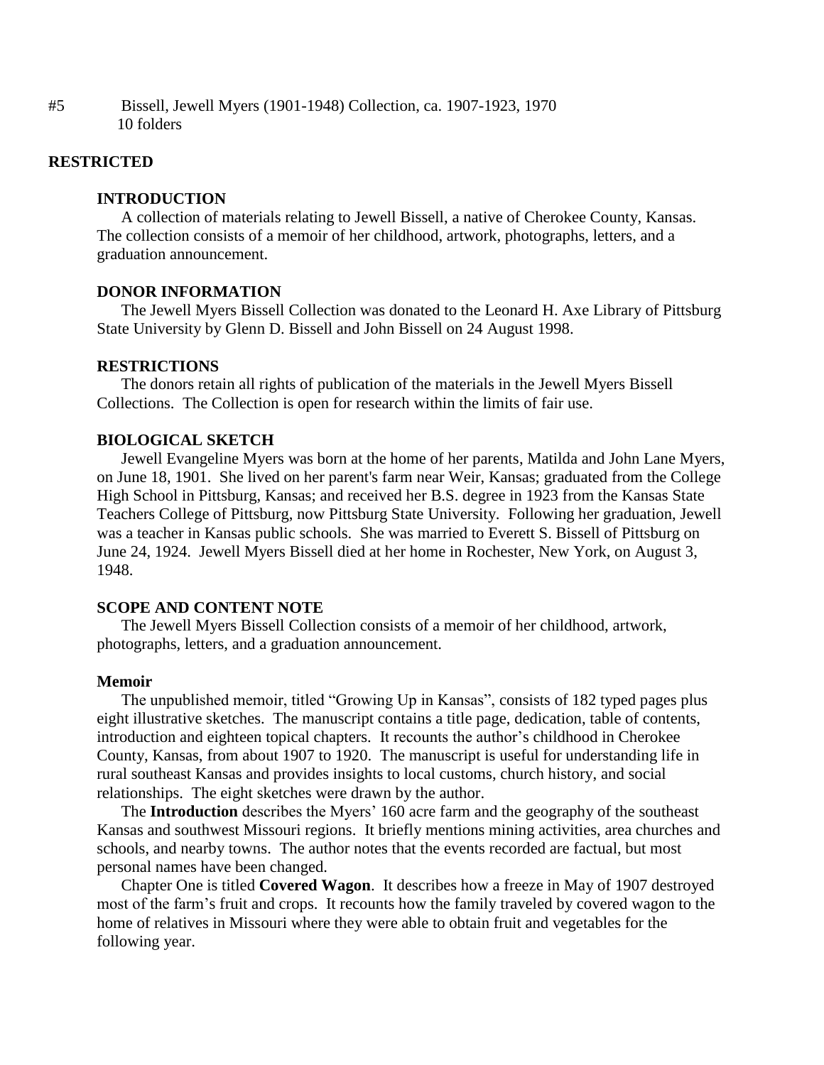#5 Bissell, Jewell Myers (1901-1948) Collection, ca. 1907-1923, 1970
10 folders

**RESTRICTED**

## INTRODUCTION

A collection of materials relating to Jewell Bissell, a native of Cherokee County, Kansas. The collection consists of a memoir of her childhood, artwork, photographs, letters, and a graduation announcement.

## DONOR INFORMATION

The Jewell Myers Bissell Collection was donated to the Leonard H. Axe Library of Pittsburg State University by Glenn D. Bissell and John Bissell on 24 August 1998.

## RESTRICTIONS

The donors retain all rights of publication of the materials in the Jewell Myers Bissell Collections. The Collection is open for research within the limits of fair use.

## BIOLOGICAL SKETCH

Jewell Evangeline Myers was born at the home of her parents, Matilda and John Lane Myers, on June 18, 1901. She lived on her parent's farm near Weir, Kansas; graduated from the College High School in Pittsburg, Kansas; and received her B.S. degree in 1923 from the Kansas State Teachers College of Pittsburg, now Pittsburg State University. Following her graduation, Jewell was a teacher in Kansas public schools. She was married to Everett S. Bissell of Pittsburg on June 24, 1924. Jewell Myers Bissell died at her home in Rochester, New York, on August 3, 1948.

## SCOPE AND CONTENT NOTE

The Jewell Myers Bissell Collection consists of a memoir of her childhood, artwork, photographs, letters, and a graduation announcement.

### Memoir

The unpublished memoir, titled "Growing Up in Kansas", consists of 182 typed pages plus eight illustrative sketches. The manuscript contains a title page, dedication, table of contents, introduction and eighteen topical chapters. It recounts the author's childhood in Cherokee County, Kansas, from about 1907 to 1920. The manuscript is useful for understanding life in rural southeast Kansas and provides insights to local customs, church history, and social relationships. The eight sketches were drawn by the author.

The **Introduction** describes the Myers' 160 acre farm and the geography of the southeast Kansas and southwest Missouri regions. It briefly mentions mining activities, area churches and schools, and nearby towns. The author notes that the events recorded are factual, but most personal names have been changed.

Chapter One is titled **Covered Wagon**. It describes how a freeze in May of 1907 destroyed most of the farm's fruit and crops. It recounts how the family traveled by covered wagon to the home of relatives in Missouri where they were able to obtain fruit and vegetables for the following year.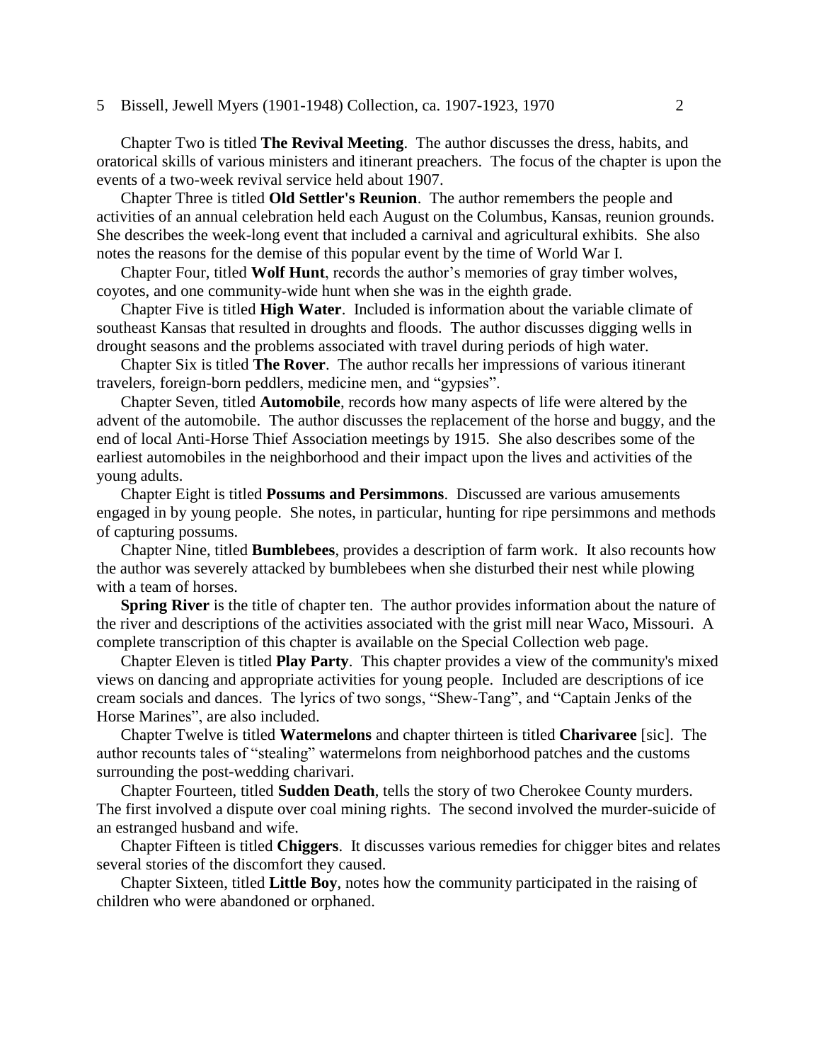Chapter Two is titled **The Revival Meeting**. The author discusses the dress, habits, and oratorical skills of various ministers and itinerant preachers. The focus of the chapter is upon the events of a two-week revival service held about 1907.

Chapter Three is titled **Old Settler's Reunion**. The author remembers the people and activities of an annual celebration held each August on the Columbus, Kansas, reunion grounds. She describes the week-long event that included a carnival and agricultural exhibits. She also notes the reasons for the demise of this popular event by the time of World War I.

Chapter Four, titled **Wolf Hunt**, records the author's memories of gray timber wolves, coyotes, and one community-wide hunt when she was in the eighth grade.

Chapter Five is titled **High Water**. Included is information about the variable climate of southeast Kansas that resulted in droughts and floods. The author discusses digging wells in drought seasons and the problems associated with travel during periods of high water.

Chapter Six is titled **The Rover**. The author recalls her impressions of various itinerant travelers, foreign-born peddlers, medicine men, and "gypsies".

Chapter Seven, titled **Automobile**, records how many aspects of life were altered by the advent of the automobile. The author discusses the replacement of the horse and buggy, and the end of local Anti-Horse Thief Association meetings by 1915. She also describes some of the earliest automobiles in the neighborhood and their impact upon the lives and activities of the young adults.

Chapter Eight is titled **Possums and Persimmons**. Discussed are various amusements engaged in by young people. She notes, in particular, hunting for ripe persimmons and methods of capturing possums.

Chapter Nine, titled **Bumblebees**, provides a description of farm work. It also recounts how the author was severely attacked by bumblebees when she disturbed their nest while plowing with a team of horses.

**Spring River** is the title of chapter ten. The author provides information about the nature of the river and descriptions of the activities associated with the grist mill near Waco, Missouri. A complete transcription of this chapter is available on the Special Collection web page.

Chapter Eleven is titled **Play Party**. This chapter provides a view of the community's mixed views on dancing and appropriate activities for young people. Included are descriptions of ice cream socials and dances. The lyrics of two songs, "Shew-Tang", and "Captain Jenks of the Horse Marines", are also included.

Chapter Twelve is titled **Watermelons** and chapter thirteen is titled **Charivaree** [sic]. The author recounts tales of "stealing" watermelons from neighborhood patches and the customs surrounding the post-wedding charivari.

Chapter Fourteen, titled **Sudden Death**, tells the story of two Cherokee County murders. The first involved a dispute over coal mining rights. The second involved the murder-suicide of an estranged husband and wife.

Chapter Fifteen is titled **Chiggers**. It discusses various remedies for chigger bites and relates several stories of the discomfort they caused.

Chapter Sixteen, titled **Little Boy**, notes how the community participated in the raising of children who were abandoned or orphaned.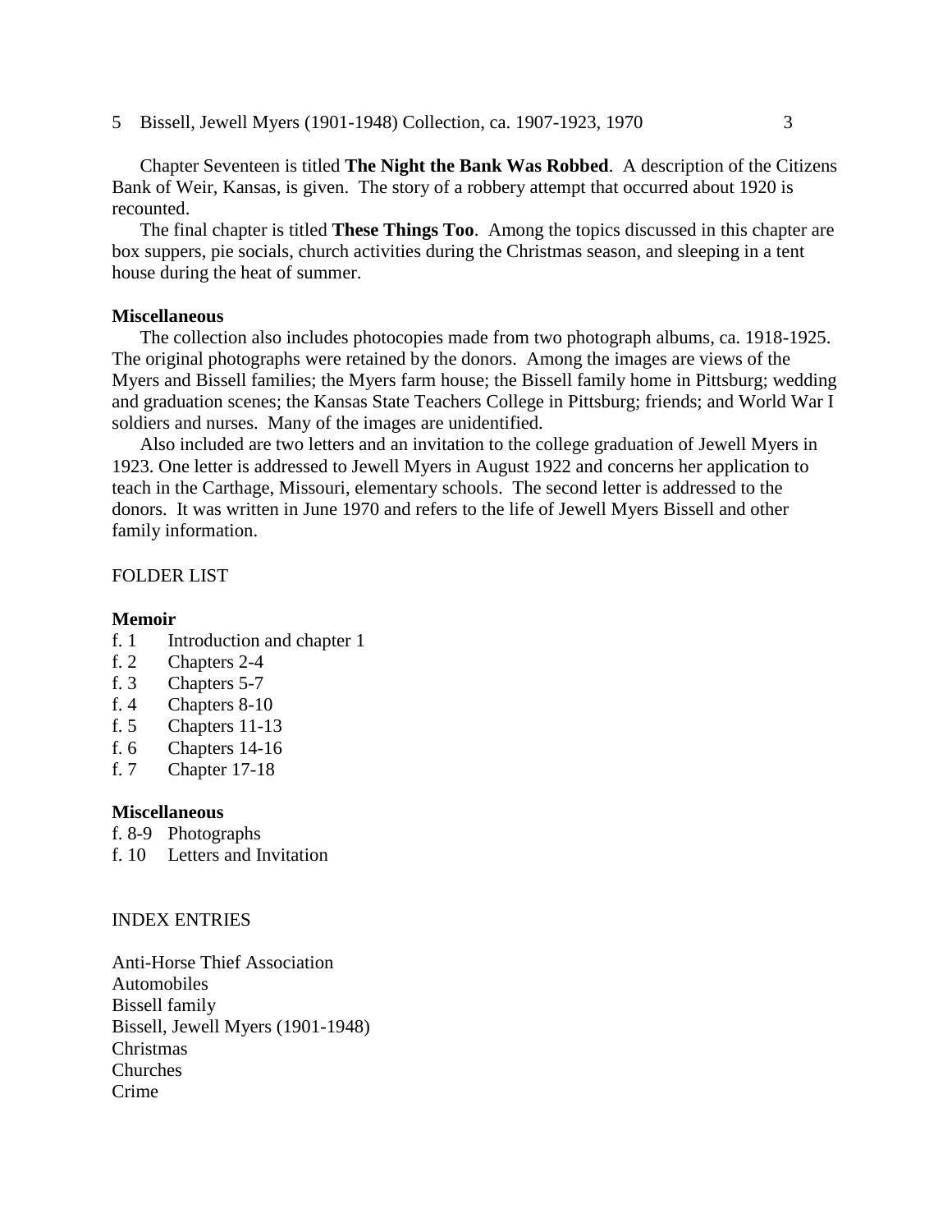Chapter Seventeen is titled **The Night the Bank Was Robbed**. A description of the Citizens Bank of Weir, Kansas, is given. The story of a robbery attempt that occurred about 1920 is recounted.

The final chapter is titled **These Things Too**. Among the topics discussed in this chapter are box suppers, pie socials, church activities during the Christmas season, and sleeping in a tent house during the heat of summer.

**Miscellaneous**

The collection also includes photocopies made from two photograph albums, ca. 1918-1925. The original photographs were retained by the donors. Among the images are views of the Myers and Bissell families; the Myers farm house; the Bissell family home in Pittsburg; wedding and graduation scenes; the Kansas State Teachers College in Pittsburg; friends; and World War I soldiers and nurses. Many of the images are unidentified.

Also included are two letters and an invitation to the college graduation of Jewell Myers in 1923. One letter is addressed to Jewell Myers in August 1922 and concerns her application to teach in the Carthage, Missouri, elementary schools. The second letter is addressed to the donors. It was written in June 1970 and refers to the life of Jewell Myers Bissell and other family information.

FOLDER LIST

**Memoir**

f. 1 Introduction and chapter 1
f. 2 Chapters 2-4
f. 3 Chapters 5-7
f. 4 Chapters 8-10
f. 5 Chapters 11-13
f. 6 Chapters 14-16
f. 7 Chapter 17-18

**Miscellaneous**

f. 8-9 Photographs
f. 10 Letters and Invitation

INDEX ENTRIES

Anti-Horse Thief Association
Automobiles
Bissell family
Bissell, Jewell Myers (1901-1948)
Christmas
Churches
Crime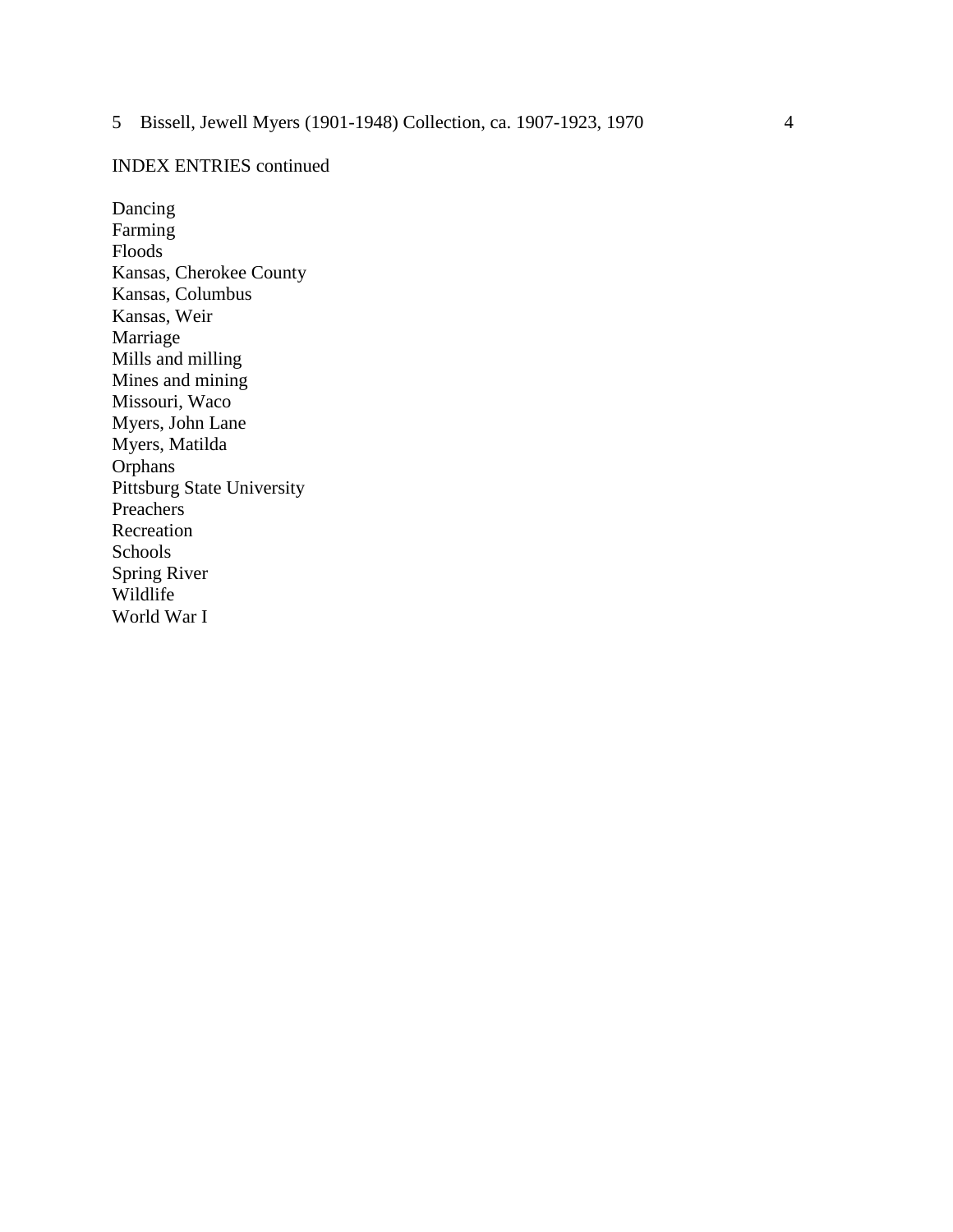INDEX ENTRIES continued

Dancing
Farming
Floods
Kansas, Cherokee County
Kansas, Columbus
Kansas, Weir
Marriage
Mills and milling
Mines and mining
Missouri, Waco
Myers, John Lane
Myers, Matilda
Orphans
Pittsburg State University
Preachers
Recreation
Schools
Spring River
Wildlife
World War I